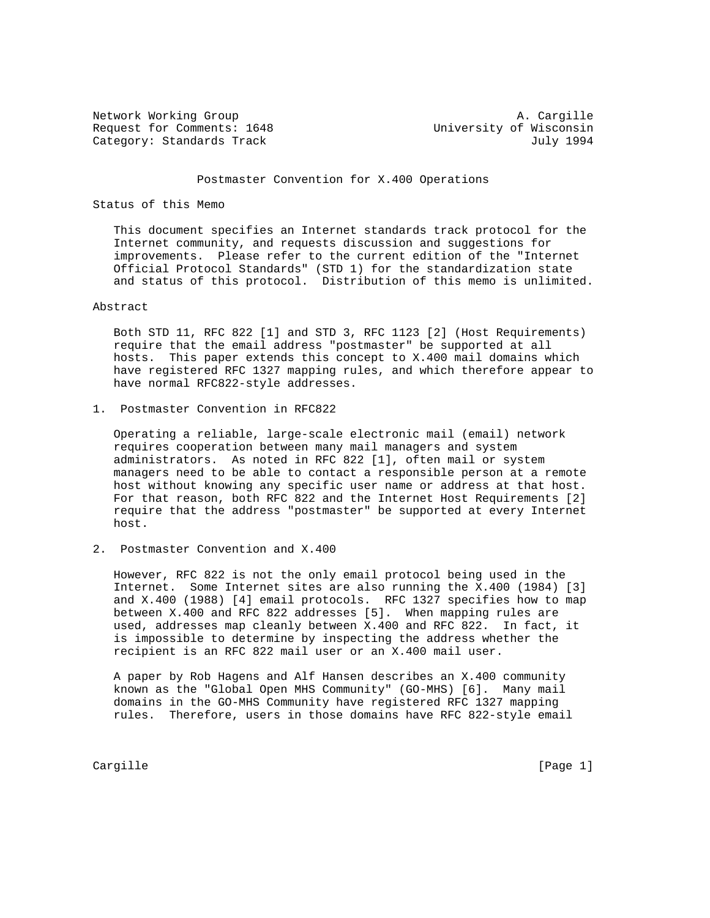Network Working Group A. Cargille
Request for Comments: 1648 University of Wisconsin
Category: Standards Track July 1994

# Postmaster Convention for X.400 Operations

## Status of this Memo

This document specifies an Internet standards track protocol for the Internet community, and requests discussion and suggestions for improvements. Please refer to the current edition of the "Internet Official Protocol Standards" (STD 1) for the standardization state and status of this protocol. Distribution of this memo is unlimited.

## Abstract

Both STD 11, RFC 822 [1] and STD 3, RFC 1123 [2] (Host Requirements) require that the email address "postmaster" be supported at all hosts. This paper extends this concept to X.400 mail domains which have registered RFC 1327 mapping rules, and which therefore appear to have normal RFC822-style addresses.

## 1. Postmaster Convention in RFC822

Operating a reliable, large-scale electronic mail (email) network requires cooperation between many mail managers and system administrators. As noted in RFC 822 [1], often mail or system managers need to be able to contact a responsible person at a remote host without knowing any specific user name or address at that host. For that reason, both RFC 822 and the Internet Host Requirements [2] require that the address "postmaster" be supported at every Internet host.

## 2. Postmaster Convention and X.400

However, RFC 822 is not the only email protocol being used in the Internet. Some Internet sites are also running the X.400 (1984) [3] and X.400 (1988) [4] email protocols. RFC 1327 specifies how to map between X.400 and RFC 822 addresses [5]. When mapping rules are used, addresses map cleanly between X.400 and RFC 822. In fact, it is impossible to determine by inspecting the address whether the recipient is an RFC 822 mail user or an X.400 mail user.

A paper by Rob Hagens and Alf Hansen describes an X.400 community known as the "Global Open MHS Community" (GO-MHS) [6]. Many mail domains in the GO-MHS Community have registered RFC 1327 mapping rules. Therefore, users in those domains have RFC 822-style email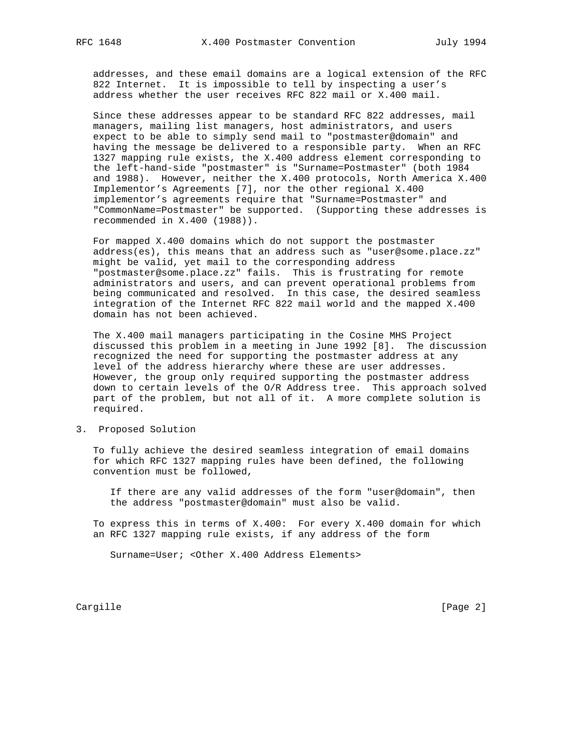addresses, and these email domains are a logical extension of the RFC 822 Internet. It is impossible to tell by inspecting a user's address whether the user receives RFC 822 mail or X.400 mail.

Since these addresses appear to be standard RFC 822 addresses, mail managers, mailing list managers, host administrators, and users expect to be able to simply send mail to "postmaster@domain" and having the message be delivered to a responsible party. When an RFC 1327 mapping rule exists, the X.400 address element corresponding to the left-hand-side "postmaster" is "Surname=Postmaster" (both 1984 and 1988). However, neither the X.400 protocols, North America X.400 Implementor's Agreements [7], nor the other regional X.400 implementor's agreements require that "Surname=Postmaster" and "CommonName=Postmaster" be supported. (Supporting these addresses is recommended in X.400 (1988)).

For mapped X.400 domains which do not support the postmaster address(es), this means that an address such as "user@some.place.zz" might be valid, yet mail to the corresponding address "postmaster@some.place.zz" fails. This is frustrating for remote administrators and users, and can prevent operational problems from being communicated and resolved. In this case, the desired seamless integration of the Internet RFC 822 mail world and the mapped X.400 domain has not been achieved.

The X.400 mail managers participating in the Cosine MHS Project discussed this problem in a meeting in June 1992 [8]. The discussion recognized the need for supporting the postmaster address at any level of the address hierarchy where these are user addresses. However, the group only required supporting the postmaster address down to certain levels of the O/R Address tree. This approach solved part of the problem, but not all of it. A more complete solution is required.

## 3. Proposed Solution

To fully achieve the desired seamless integration of email domains for which RFC 1327 mapping rules have been defined, the following convention must be followed,

> If there are any valid addresses of the form "user@domain", then the address "postmaster@domain" must also be valid.

To express this in terms of X.400: For every X.400 domain for which an RFC 1327 mapping rule exists, if any address of the form

```
Surname=User; <Other X.400 Address Elements>
```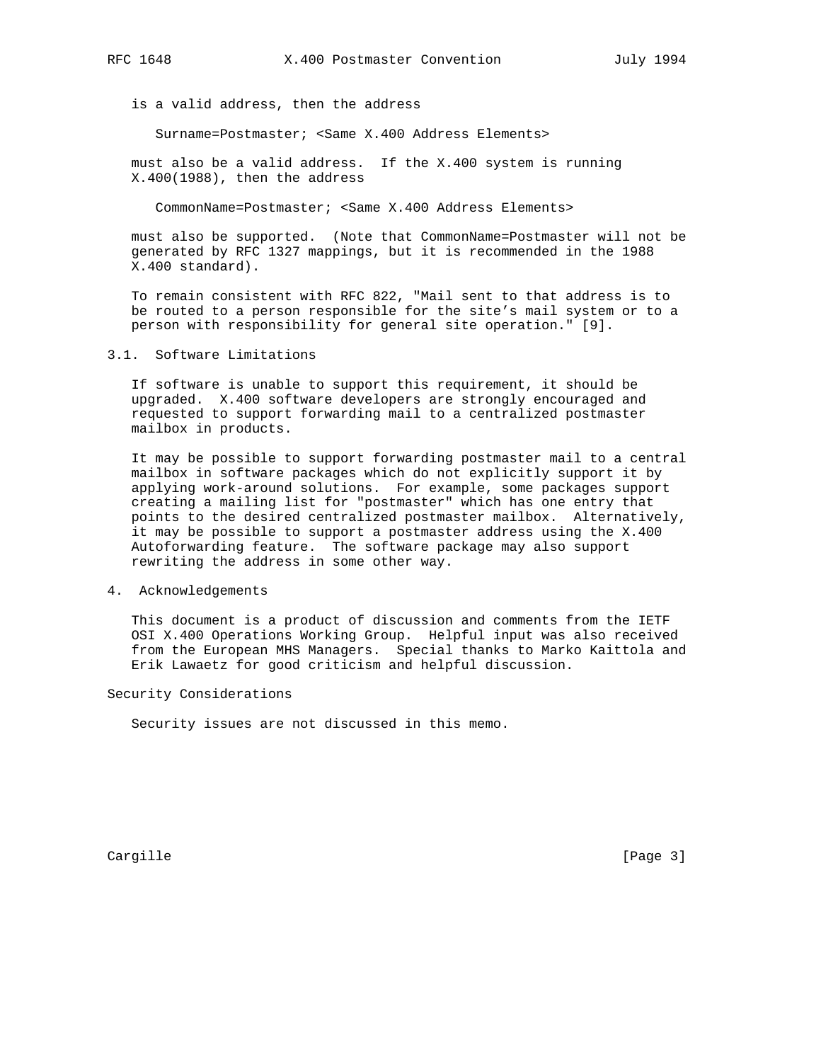is a valid address, then the address

```
Surname=Postmaster; <Same X.400 Address Elements>
```

must also be a valid address. If the X.400 system is running X.400(1988), then the address

```
CommonName=Postmaster; <Same X.400 Address Elements>
```

must also be supported. (Note that CommonName=Postmaster will not be generated by RFC 1327 mappings, but it is recommended in the 1988 X.400 standard).

To remain consistent with RFC 822, "Mail sent to that address is to be routed to a person responsible for the site's mail system or to a person with responsibility for general site operation." [9].

## 3.1. Software Limitations

If software is unable to support this requirement, it should be upgraded. X.400 software developers are strongly encouraged and requested to support forwarding mail to a centralized postmaster mailbox in products.

It may be possible to support forwarding postmaster mail to a central mailbox in software packages which do not explicitly support it by applying work-around solutions. For example, some packages support creating a mailing list for "postmaster" which has one entry that points to the desired centralized postmaster mailbox. Alternatively, it may be possible to support a postmaster address using the X.400 Autoforwarding feature. The software package may also support rewriting the address in some other way.

## 4. Acknowledgements

This document is a product of discussion and comments from the IETF OSI X.400 Operations Working Group. Helpful input was also received from the European MHS Managers. Special thanks to Marko Kaittola and Erik Lawaetz for good criticism and helpful discussion.

## Security Considerations

Security issues are not discussed in this memo.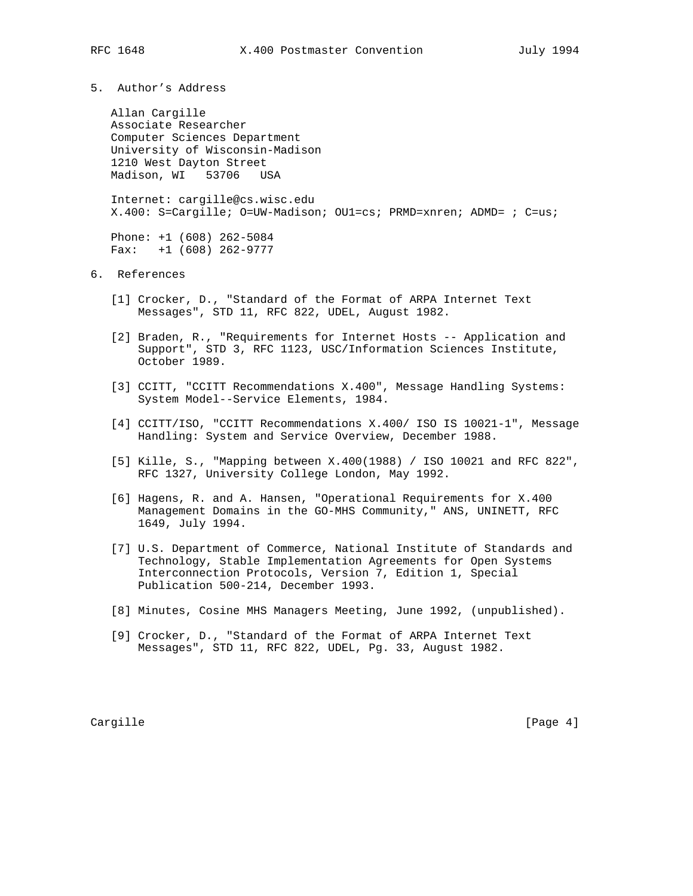## 5. Author's Address

Allan Cargille
Associate Researcher
Computer Sciences Department
University of Wisconsin-Madison
1210 West Dayton Street
Madison, WI 53706 USA

Internet: cargille@cs.wisc.edu
X.400: S=Cargille; O=UW-Madison; OU1=cs; PRMD=xnren; ADMD= ; C=us;

Phone: +1 (608) 262-5084
Fax: +1 (608) 262-9777

## 6. References

[1] Crocker, D., "Standard of the Format of ARPA Internet Text Messages", STD 11, RFC 822, UDEL, August 1982.

[2] Braden, R., "Requirements for Internet Hosts -- Application and Support", STD 3, RFC 1123, USC/Information Sciences Institute, October 1989.

[3] CCITT, "CCITT Recommendations X.400", Message Handling Systems: System Model--Service Elements, 1984.

[4] CCITT/ISO, "CCITT Recommendations X.400/ ISO IS 10021-1", Message Handling: System and Service Overview, December 1988.

[5] Kille, S., "Mapping between X.400(1988) / ISO 10021 and RFC 822", RFC 1327, University College London, May 1992.

[6] Hagens, R. and A. Hansen, "Operational Requirements for X.400 Management Domains in the GO-MHS Community," ANS, UNINETT, RFC 1649, July 1994.

[7] U.S. Department of Commerce, National Institute of Standards and Technology, Stable Implementation Agreements for Open Systems Interconnection Protocols, Version 7, Edition 1, Special Publication 500-214, December 1993.

[8] Minutes, Cosine MHS Managers Meeting, June 1992, (unpublished).

[9] Crocker, D., "Standard of the Format of ARPA Internet Text Messages", STD 11, RFC 822, UDEL, Pg. 33, August 1982.